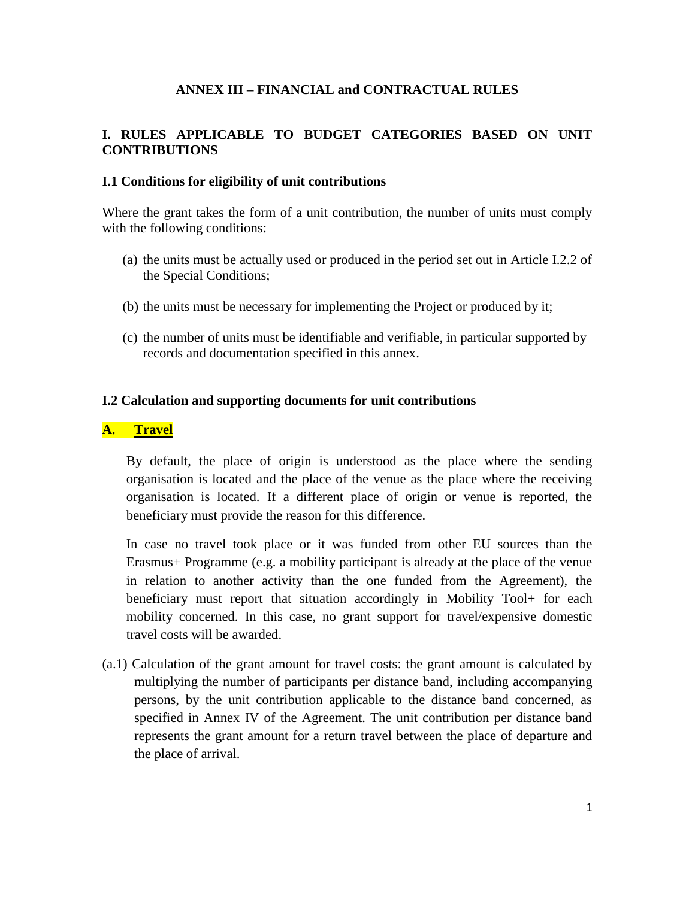# ANNEX III – FINANCIAL and CONTRACTUAL RULES

## I. RULES APPLICABLE TO BUDGET CATEGORIES BASED ON UNIT CONTRIBUTIONS

### I.1 Conditions for eligibility of unit contributions

Where the grant takes the form of a unit contribution, the number of units must comply with the following conditions:

(a) the units must be actually used or produced in the period set out in Article I.2.2 of the Special Conditions;

(b) the units must be necessary for implementing the Project or produced by it;

(c) the number of units must be identifiable and verifiable, in particular supported by records and documentation specified in this annex.

### I.2 Calculation and supporting documents for unit contributions

#### A. Travel

By default, the place of origin is understood as the place where the sending organisation is located and the place of the venue as the place where the receiving organisation is located. If a different place of origin or venue is reported, the beneficiary must provide the reason for this difference.

In case no travel took place or it was funded from other EU sources than the Erasmus+ Programme (e.g. a mobility participant is already at the place of the venue in relation to another activity than the one funded from the Agreement), the beneficiary must report that situation accordingly in Mobility Tool+ for each mobility concerned. In this case, no grant support for travel/expensive domestic travel costs will be awarded.

(a.1) Calculation of the grant amount for travel costs: the grant amount is calculated by multiplying the number of participants per distance band, including accompanying persons, by the unit contribution applicable to the distance band concerned, as specified in Annex IV of the Agreement. The unit contribution per distance band represents the grant amount for a return travel between the place of departure and the place of arrival.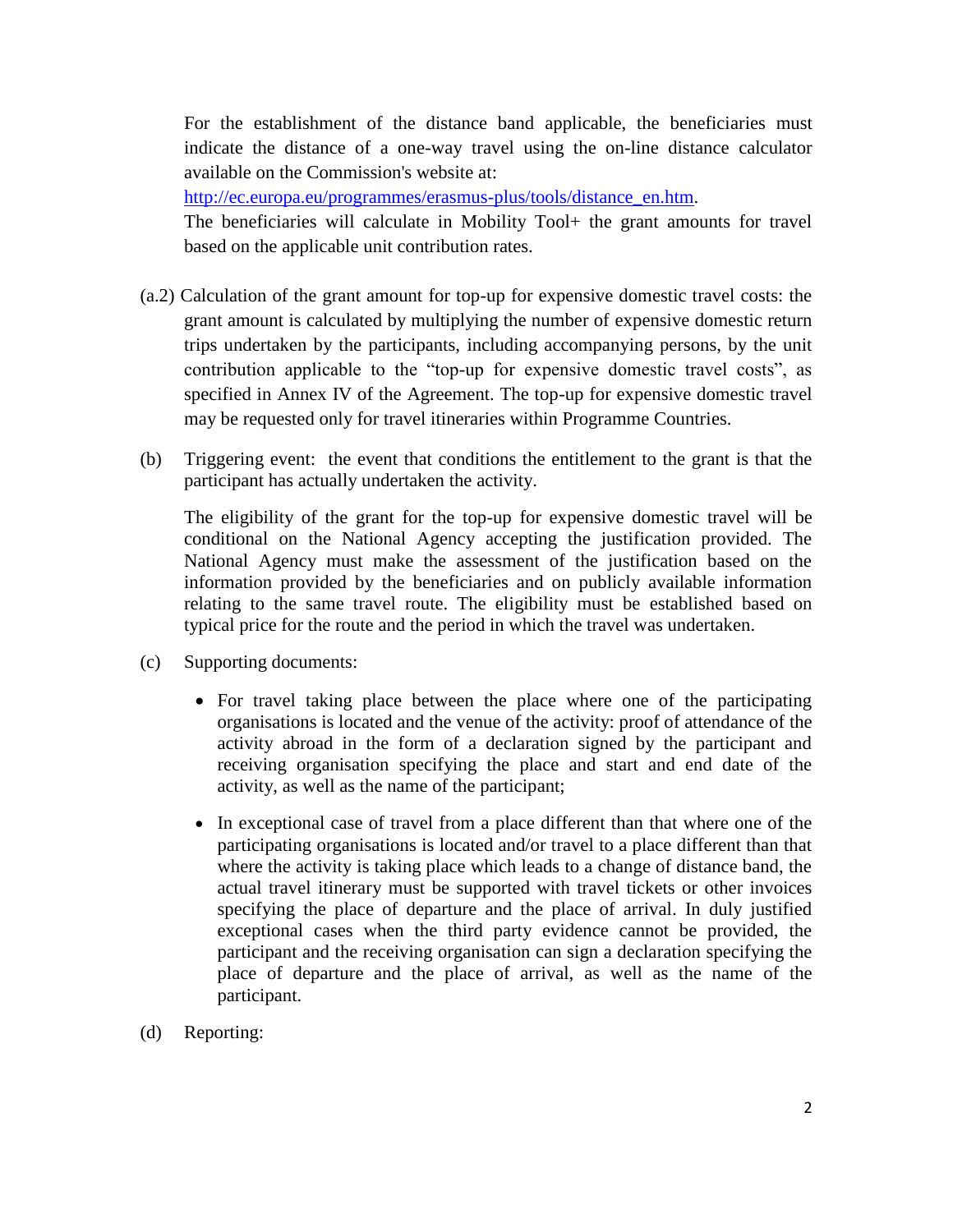For the establishment of the distance band applicable, the beneficiaries must indicate the distance of a one-way travel using the on-line distance calculator available on the Commission's website at:
[http://ec.europa.eu/programmes/erasmus-plus/tools/distance_en.htm](http://ec.europa.eu/programmes/erasmus-plus/tools/distance_en.htm).
The beneficiaries will calculate in Mobility Tool+ the grant amounts for travel based on the applicable unit contribution rates.

(a.2) Calculation of the grant amount for top-up for expensive domestic travel costs: the grant amount is calculated by multiplying the number of expensive domestic return trips undertaken by the participants, including accompanying persons, by the unit contribution applicable to the "top-up for expensive domestic travel costs", as specified in Annex IV of the Agreement. The top-up for expensive domestic travel may be requested only for travel itineraries within Programme Countries.

(b) Triggering event: the event that conditions the entitlement to the grant is that the participant has actually undertaken the activity.

The eligibility of the grant for the top-up for expensive domestic travel will be conditional on the National Agency accepting the justification provided. The National Agency must make the assessment of the justification based on the information provided by the beneficiaries and on publicly available information relating to the same travel route. The eligibility must be established based on typical price for the route and the period in which the travel was undertaken.

(c) Supporting documents:

- For travel taking place between the place where one of the participating organisations is located and the venue of the activity: proof of attendance of the activity abroad in the form of a declaration signed by the participant and receiving organisation specifying the place and start and end date of the activity, as well as the name of the participant;
- In exceptional case of travel from a place different than that where one of the participating organisations is located and/or travel to a place different than that where the activity is taking place which leads to a change of distance band, the actual travel itinerary must be supported with travel tickets or other invoices specifying the place of departure and the place of arrival. In duly justified exceptional cases when the third party evidence cannot be provided, the participant and the receiving organisation can sign a declaration specifying the place of departure and the place of arrival, as well as the name of the participant.

(d) Reporting: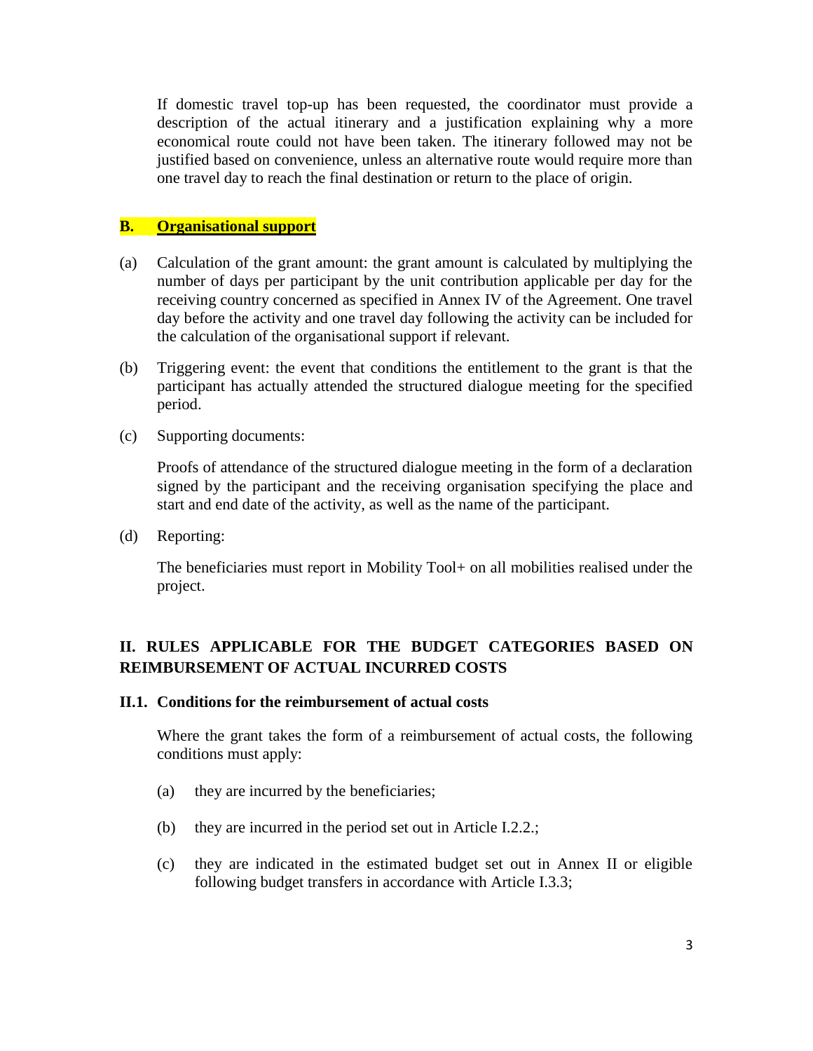If domestic travel top-up has been requested, the coordinator must provide a description of the actual itinerary and a justification explaining why a more economical route could not have been taken. The itinerary followed may not be justified based on convenience, unless an alternative route would require more than one travel day to reach the final destination or return to the place of origin.

### B. Organisational support

(a) Calculation of the grant amount: the grant amount is calculated by multiplying the number of days per participant by the unit contribution applicable per day for the receiving country concerned as specified in Annex IV of the Agreement. One travel day before the activity and one travel day following the activity can be included for the calculation of the organisational support if relevant.

(b) Triggering event: the event that conditions the entitlement to the grant is that the participant has actually attended the structured dialogue meeting for the specified period.

(c) Supporting documents:

Proofs of attendance of the structured dialogue meeting in the form of a declaration signed by the participant and the receiving organisation specifying the place and start and end date of the activity, as well as the name of the participant.

(d) Reporting:

The beneficiaries must report in Mobility Tool+ on all mobilities realised under the project.

## II. RULES APPLICABLE FOR THE BUDGET CATEGORIES BASED ON REIMBURSEMENT OF ACTUAL INCURRED COSTS

### II.1. Conditions for the reimbursement of actual costs

Where the grant takes the form of a reimbursement of actual costs, the following conditions must apply:

(a) they are incurred by the beneficiaries;

(b) they are incurred in the period set out in Article I.2.2.;

(c) they are indicated in the estimated budget set out in Annex II or eligible following budget transfers in accordance with Article I.3.3;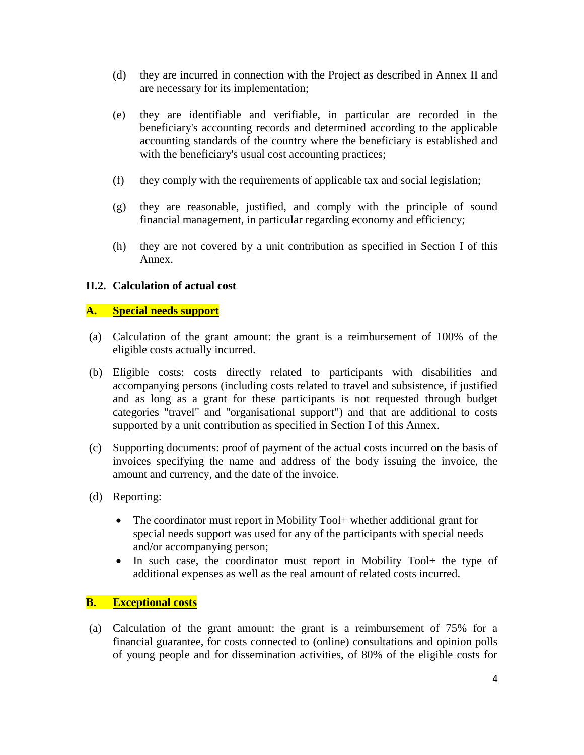(d) they are incurred in connection with the Project as described in Annex II and are necessary for its implementation;

(e) they are identifiable and verifiable, in particular are recorded in the beneficiary's accounting records and determined according to the applicable accounting standards of the country where the beneficiary is established and with the beneficiary's usual cost accounting practices;

(f) they comply with the requirements of applicable tax and social legislation;

(g) they are reasonable, justified, and comply with the principle of sound financial management, in particular regarding economy and efficiency;

(h) they are not covered by a unit contribution as specified in Section I of this Annex.

### II.2. Calculation of actual cost

#### A. Special needs support

(a) Calculation of the grant amount: the grant is a reimbursement of 100% of the eligible costs actually incurred.

(b) Eligible costs: costs directly related to participants with disabilities and accompanying persons (including costs related to travel and subsistence, if justified and as long as a grant for these participants is not requested through budget categories "travel" and "organisational support") and that are additional to costs supported by a unit contribution as specified in Section I of this Annex.

(c) Supporting documents: proof of payment of the actual costs incurred on the basis of invoices specifying the name and address of the body issuing the invoice, the amount and currency, and the date of the invoice.

(d) Reporting:

- The coordinator must report in Mobility Tool+ whether additional grant for special needs support was used for any of the participants with special needs and/or accompanying person;
- In such case, the coordinator must report in Mobility Tool+ the type of additional expenses as well as the real amount of related costs incurred.

#### B. Exceptional costs

(a) Calculation of the grant amount: the grant is a reimbursement of 75% for a financial guarantee, for costs connected to (online) consultations and opinion polls of young people and for dissemination activities, of 80% of the eligible costs for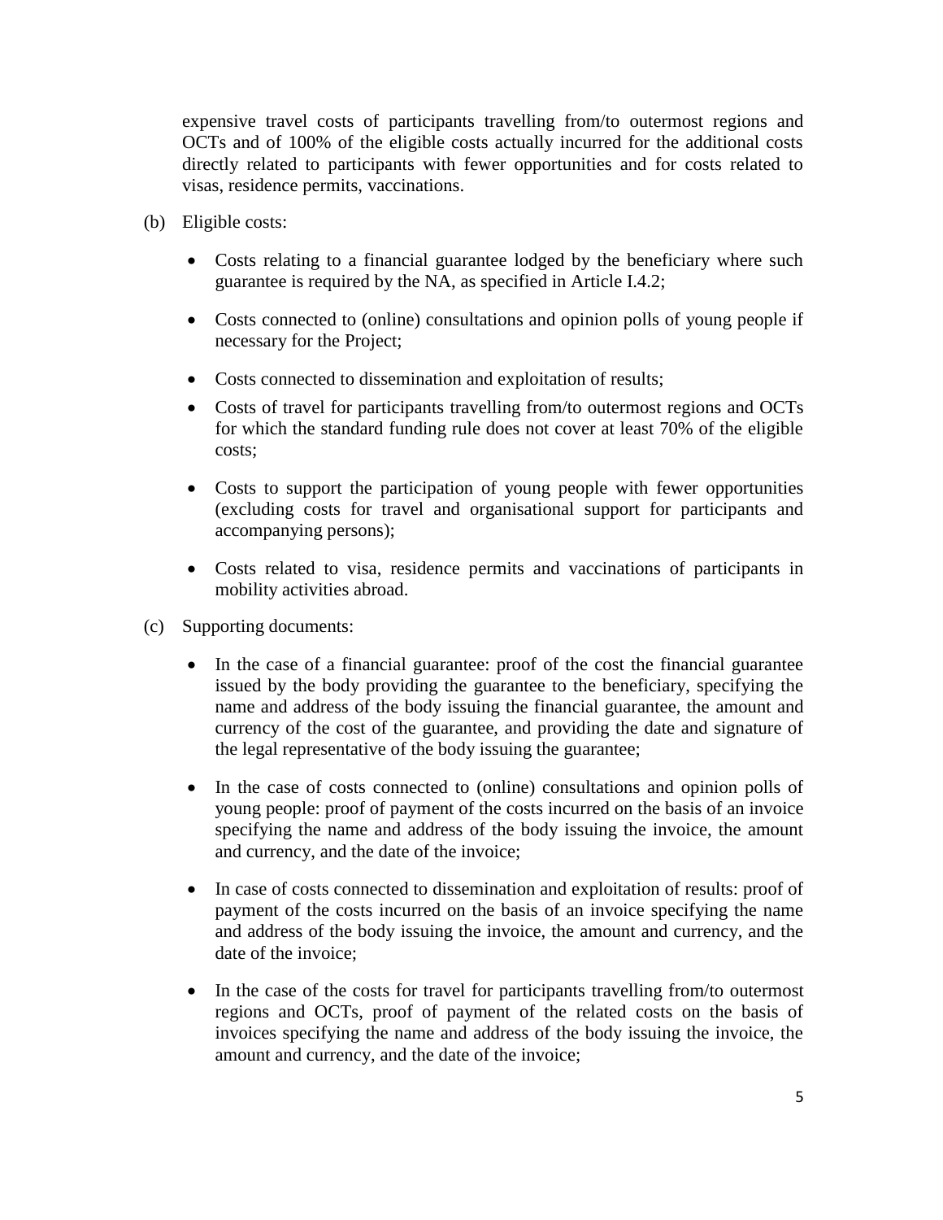expensive travel costs of participants travelling from/to outermost regions and OCTs and of 100% of the eligible costs actually incurred for the additional costs directly related to participants with fewer opportunities and for costs related to visas, residence permits, vaccinations.

(b) Eligible costs:

- Costs relating to a financial guarantee lodged by the beneficiary where such guarantee is required by the NA, as specified in Article I.4.2;
- Costs connected to (online) consultations and opinion polls of young people if necessary for the Project;
- Costs connected to dissemination and exploitation of results;
- Costs of travel for participants travelling from/to outermost regions and OCTs for which the standard funding rule does not cover at least 70% of the eligible costs;
- Costs to support the participation of young people with fewer opportunities (excluding costs for travel and organisational support for participants and accompanying persons);
- Costs related to visa, residence permits and vaccinations of participants in mobility activities abroad.

(c) Supporting documents:

- In the case of a financial guarantee: proof of the cost the financial guarantee issued by the body providing the guarantee to the beneficiary, specifying the name and address of the body issuing the financial guarantee, the amount and currency of the cost of the guarantee, and providing the date and signature of the legal representative of the body issuing the guarantee;
- In the case of costs connected to (online) consultations and opinion polls of young people: proof of payment of the costs incurred on the basis of an invoice specifying the name and address of the body issuing the invoice, the amount and currency, and the date of the invoice;
- In case of costs connected to dissemination and exploitation of results: proof of payment of the costs incurred on the basis of an invoice specifying the name and address of the body issuing the invoice, the amount and currency, and the date of the invoice;
- In the case of the costs for travel for participants travelling from/to outermost regions and OCTs, proof of payment of the related costs on the basis of invoices specifying the name and address of the body issuing the invoice, the amount and currency, and the date of the invoice;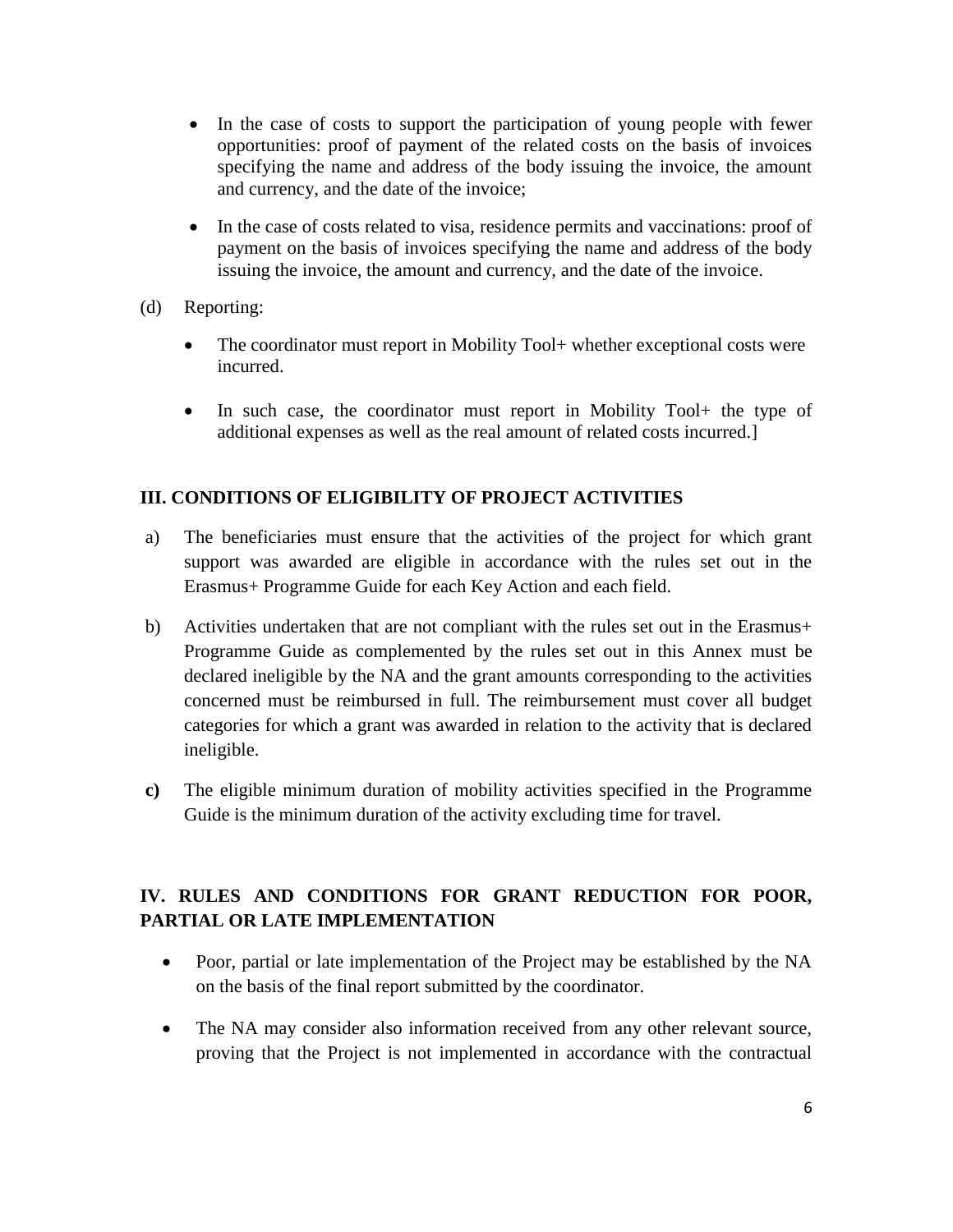- In the case of costs to support the participation of young people with fewer opportunities: proof of payment of the related costs on the basis of invoices specifying the name and address of the body issuing the invoice, the amount and currency, and the date of the invoice;

- In the case of costs related to visa, residence permits and vaccinations: proof of payment on the basis of invoices specifying the name and address of the body issuing the invoice, the amount and currency, and the date of the invoice.

(d) Reporting:

- The coordinator must report in Mobility Tool+ whether exceptional costs were incurred.

- In such case, the coordinator must report in Mobility Tool+ the type of additional expenses as well as the real amount of related costs incurred.]

## III. CONDITIONS OF ELIGIBILITY OF PROJECT ACTIVITIES

a) The beneficiaries must ensure that the activities of the project for which grant support was awarded are eligible in accordance with the rules set out in the Erasmus+ Programme Guide for each Key Action and each field.

b) Activities undertaken that are not compliant with the rules set out in the Erasmus+ Programme Guide as complemented by the rules set out in this Annex must be declared ineligible by the NA and the grant amounts corresponding to the activities concerned must be reimbursed in full. The reimbursement must cover all budget categories for which a grant was awarded in relation to the activity that is declared ineligible.

**c)** The eligible minimum duration of mobility activities specified in the Programme Guide is the minimum duration of the activity excluding time for travel.

## IV. RULES AND CONDITIONS FOR GRANT REDUCTION FOR POOR, PARTIAL OR LATE IMPLEMENTATION

- Poor, partial or late implementation of the Project may be established by the NA on the basis of the final report submitted by the coordinator.

- The NA may consider also information received from any other relevant source, proving that the Project is not implemented in accordance with the contractual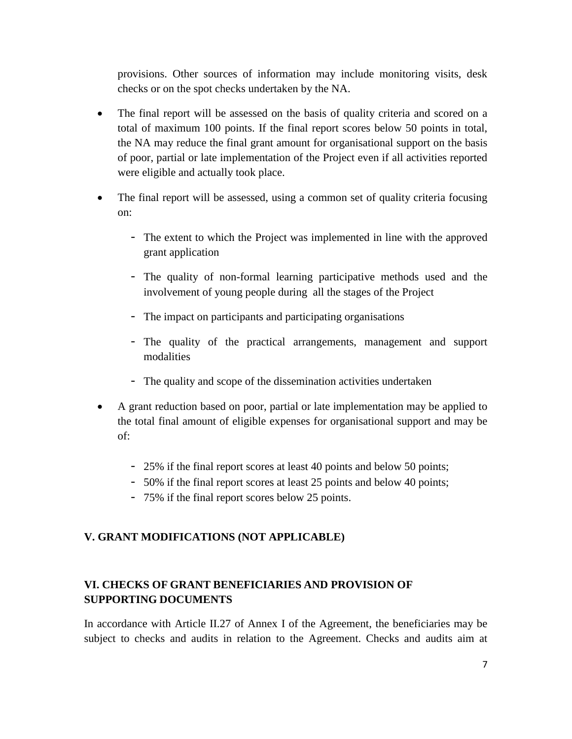provisions. Other sources of information may include monitoring visits, desk checks or on the spot checks undertaken by the NA.

- The final report will be assessed on the basis of quality criteria and scored on a total of maximum 100 points. If the final report scores below 50 points in total, the NA may reduce the final grant amount for organisational support on the basis of poor, partial or late implementation of the Project even if all activities reported were eligible and actually took place.

- The final report will be assessed, using a common set of quality criteria focusing on:

  - The extent to which the Project was implemented in line with the approved grant application
  - The quality of non-formal learning participative methods used and the involvement of young people during all the stages of the Project
  - The impact on participants and participating organisations
  - The quality of the practical arrangements, management and support modalities
  - The quality and scope of the dissemination activities undertaken

- A grant reduction based on poor, partial or late implementation may be applied to the total final amount of eligible expenses for organisational support and may be of:

  - 25% if the final report scores at least 40 points and below 50 points;
  - 50% if the final report scores at least 25 points and below 40 points;
  - 75% if the final report scores below 25 points.

## V. GRANT MODIFICATIONS (NOT APPLICABLE)

## VI. CHECKS OF GRANT BENEFICIARIES AND PROVISION OF SUPPORTING DOCUMENTS

In accordance with Article II.27 of Annex I of the Agreement, the beneficiaries may be subject to checks and audits in relation to the Agreement. Checks and audits aim at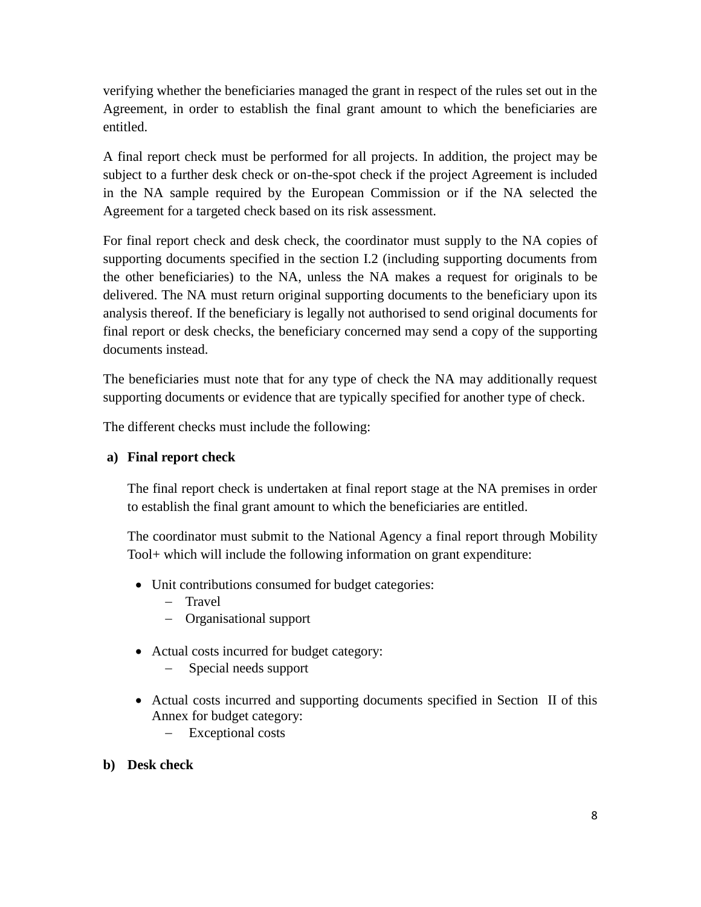verifying whether the beneficiaries managed the grant in respect of the rules set out in the Agreement, in order to establish the final grant amount to which the beneficiaries are entitled.

A final report check must be performed for all projects. In addition, the project may be subject to a further desk check or on-the-spot check if the project Agreement is included in the NA sample required by the European Commission or if the NA selected the Agreement for a targeted check based on its risk assessment.

For final report check and desk check, the coordinator must supply to the NA copies of supporting documents specified in the section I.2 (including supporting documents from the other beneficiaries) to the NA, unless the NA makes a request for originals to be delivered. The NA must return original supporting documents to the beneficiary upon its analysis thereof. If the beneficiary is legally not authorised to send original documents for final report or desk checks, the beneficiary concerned may send a copy of the supporting documents instead.

The beneficiaries must note that for any type of check the NA may additionally request supporting documents or evidence that are typically specified for another type of check.

The different checks must include the following:

**a) Final report check**

The final report check is undertaken at final report stage at the NA premises in order to establish the final grant amount to which the beneficiaries are entitled.

The coordinator must submit to the National Agency a final report through Mobility Tool+ which will include the following information on grant expenditure:

- Unit contributions consumed for budget categories:
  - Travel
  - Organisational support

- Actual costs incurred for budget category:
  - Special needs support

- Actual costs incurred and supporting documents specified in Section II of this Annex for budget category:
  - Exceptional costs

**b) Desk check**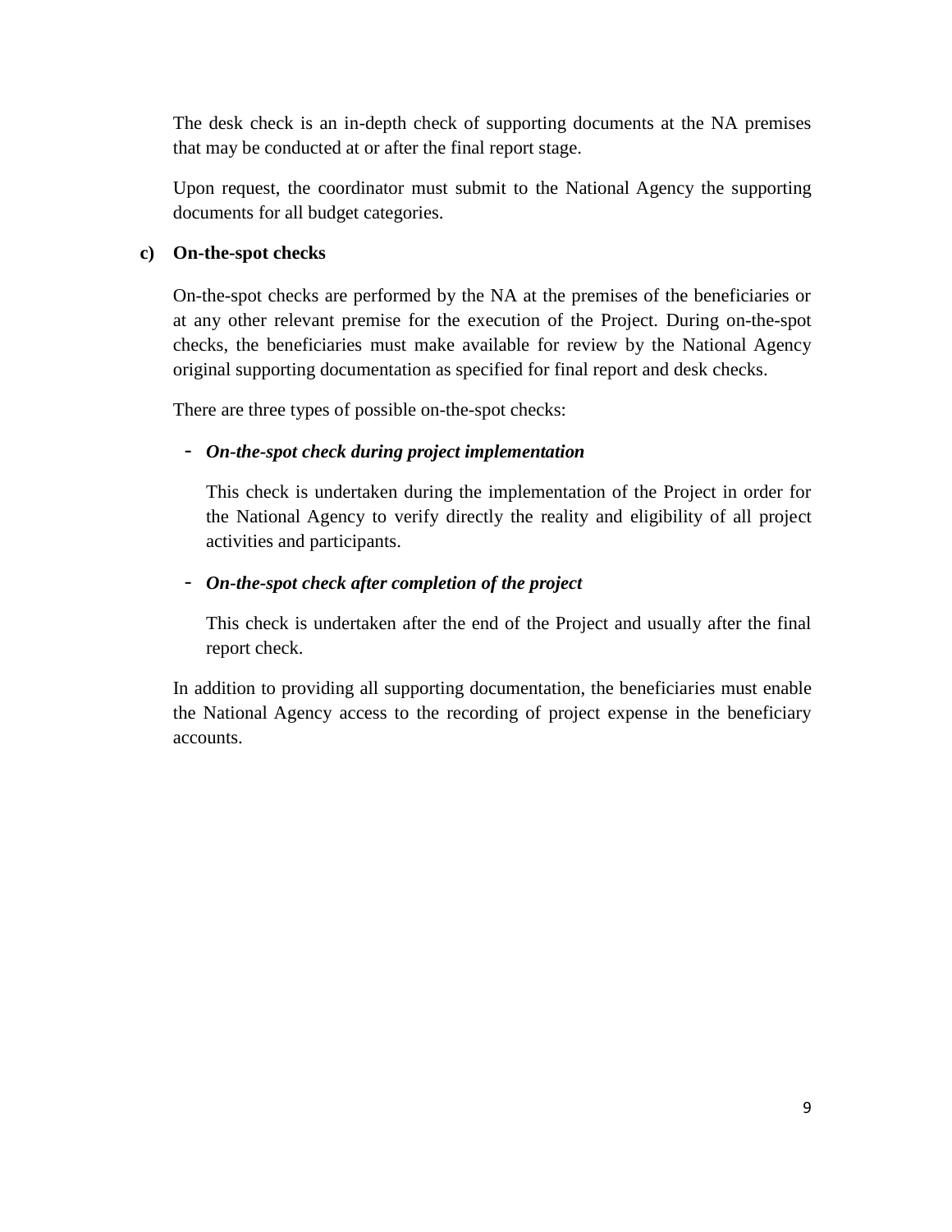The desk check is an in-depth check of supporting documents at the NA premises that may be conducted at or after the final report stage.

Upon request, the coordinator must submit to the National Agency the supporting documents for all budget categories.

**c) On-the-spot checks**

On-the-spot checks are performed by the NA at the premises of the beneficiaries or at any other relevant premise for the execution of the Project. During on-the-spot checks, the beneficiaries must make available for review by the National Agency original supporting documentation as specified for final report and desk checks.

There are three types of possible on-the-spot checks:

- ***On-the-spot check during project implementation***

  This check is undertaken during the implementation of the Project in order for the National Agency to verify directly the reality and eligibility of all project activities and participants.

- ***On-the-spot check after completion of the project***

  This check is undertaken after the end of the Project and usually after the final report check.

In addition to providing all supporting documentation, the beneficiaries must enable the National Agency access to the recording of project expense in the beneficiary accounts.